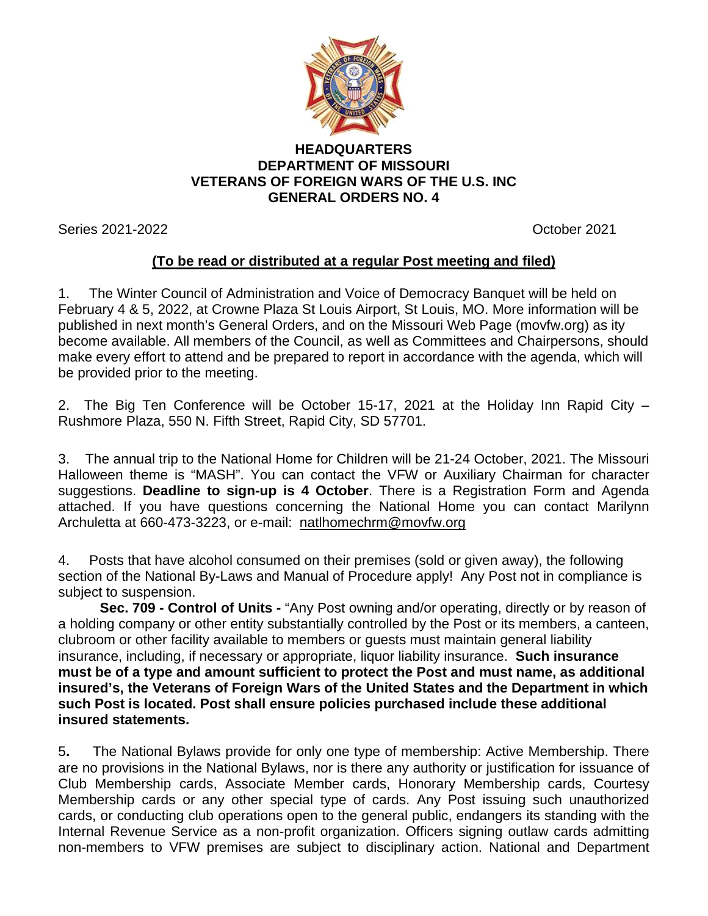**HEADQUARTERS**
**DEPARTMENT OF MISSOURI**
**VETERANS OF FOREIGN WARS OF THE U.S. INC**
**GENERAL ORDERS NO. 4**

Series 2021-2022 October 2021

**(To be read or distributed at a regular Post meeting and filed)**

1. The Winter Council of Administration and Voice of Democracy Banquet will be held on February 4 & 5, 2022, at Crowne Plaza St Louis Airport, St Louis, MO. More information will be published in next month's General Orders, and on the Missouri Web Page (movfw.org) as ity become available. All members of the Council, as well as Committees and Chairpersons, should make every effort to attend and be prepared to report in accordance with the agenda, which will be provided prior to the meeting.

2. The Big Ten Conference will be October 15-17, 2021 at the Holiday Inn Rapid City – Rushmore Plaza, 550 N. Fifth Street, Rapid City, SD 57701.

3. The annual trip to the National Home for Children will be 21-24 October, 2021. The Missouri Halloween theme is "MASH". You can contact the VFW or Auxiliary Chairman for character suggestions. **Deadline to sign-up is 4 October**. There is a Registration Form and Agenda attached. If you have questions concerning the National Home you can contact Marilynn Archuleta at 660-473-3223, or e-mail: natlhomechrm@movfw.org

4. Posts that have alcohol consumed on their premises (sold or given away), the following section of the National By-Laws and Manual of Procedure apply! Any Post not in compliance is subject to suspension.

**Sec. 709 - Control of Units -** "Any Post owning and/or operating, directly or by reason of a holding company or other entity substantially controlled by the Post or its members, a canteen, clubroom or other facility available to members or guests must maintain general liability insurance, including, if necessary or appropriate, liquor liability insurance. **Such insurance must be of a type and amount sufficient to protect the Post and must name, as additional insured's, the Veterans of Foreign Wars of the United States and the Department in which such Post is located. Post shall ensure policies purchased include these additional insured statements.**

5. The National Bylaws provide for only one type of membership: Active Membership. There are no provisions in the National Bylaws, nor is there any authority or justification for issuance of Club Membership cards, Associate Member cards, Honorary Membership cards, Courtesy Membership cards or any other special type of cards. Any Post issuing such unauthorized cards, or conducting club operations open to the general public, endangers its standing with the Internal Revenue Service as a non-profit organization. Officers signing outlaw cards admitting non-members to VFW premises are subject to disciplinary action. National and Department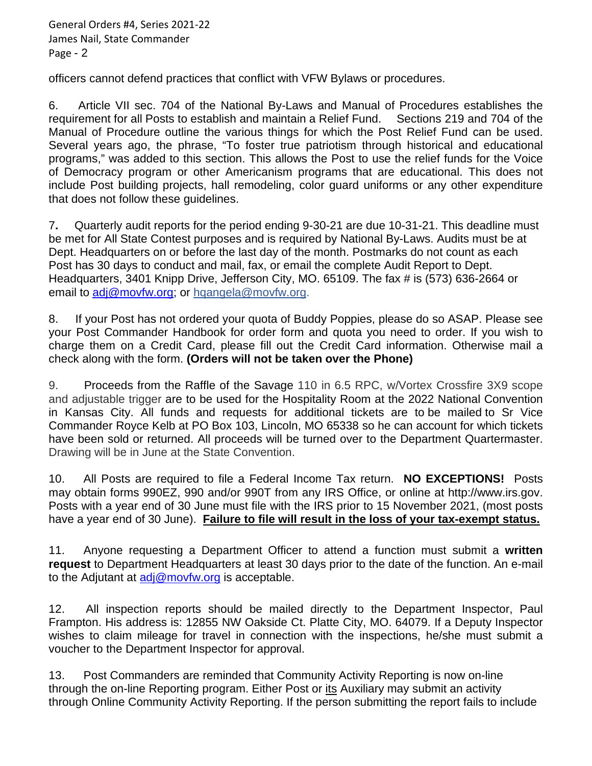officers cannot defend practices that conflict with VFW Bylaws or procedures.

6. Article VII sec. 704 of the National By-Laws and Manual of Procedures establishes the requirement for all Posts to establish and maintain a Relief Fund. Sections 219 and 704 of the Manual of Procedure outline the various things for which the Post Relief Fund can be used. Several years ago, the phrase, "To foster true patriotism through historical and educational programs," was added to this section. This allows the Post to use the relief funds for the Voice of Democracy program or other Americanism programs that are educational. This does not include Post building projects, hall remodeling, color guard uniforms or any other expenditure that does not follow these guidelines.

7. Quarterly audit reports for the period ending 9-30-21 are due 10-31-21. This deadline must be met for All State Contest purposes and is required by National By-Laws. Audits must be at Dept. Headquarters on or before the last day of the month. Postmarks do not count as each Post has 30 days to conduct and mail, fax, or email the complete Audit Report to Dept. Headquarters, 3401 Knipp Drive, Jefferson City, MO. 65109. The fax # is (573) 636-2664 or email to adj@movfw.org; or hqangela@movfw.org.

8. If your Post has not ordered your quota of Buddy Poppies, please do so ASAP. Please see your Post Commander Handbook for order form and quota you need to order. If you wish to charge them on a Credit Card, please fill out the Credit Card information. Otherwise mail a check along with the form. **(Orders will not be taken over the Phone)**

9. Proceeds from the Raffle of the Savage 110 in 6.5 RPC, w/Vortex Crossfire 3X9 scope and adjustable trigger are to be used for the Hospitality Room at the 2022 National Convention in Kansas City. All funds and requests for additional tickets are to be mailed to Sr Vice Commander Royce Kelb at PO Box 103, Lincoln, MO 65338 so he can account for which tickets have been sold or returned. All proceeds will be turned over to the Department Quartermaster. Drawing will be in June at the State Convention.

10. All Posts are required to file a Federal Income Tax return. **NO EXCEPTIONS!** Posts may obtain forms 990EZ, 990 and/or 990T from any IRS Office, or online at http://www.irs.gov. Posts with a year end of 30 June must file with the IRS prior to 15 November 2021, (most posts have a year end of 30 June). **Failure to file will result in the loss of your tax-exempt status.**

11. Anyone requesting a Department Officer to attend a function must submit a **written request** to Department Headquarters at least 30 days prior to the date of the function. An e-mail to the Adjutant at adj@movfw.org is acceptable.

12. All inspection reports should be mailed directly to the Department Inspector, Paul Frampton. His address is: 12855 NW Oakside Ct. Platte City, MO. 64079. If a Deputy Inspector wishes to claim mileage for travel in connection with the inspections, he/she must submit a voucher to the Department Inspector for approval.

13. Post Commanders are reminded that Community Activity Reporting is now on-line through the on-line Reporting program. Either Post or its Auxiliary may submit an activity through Online Community Activity Reporting. If the person submitting the report fails to include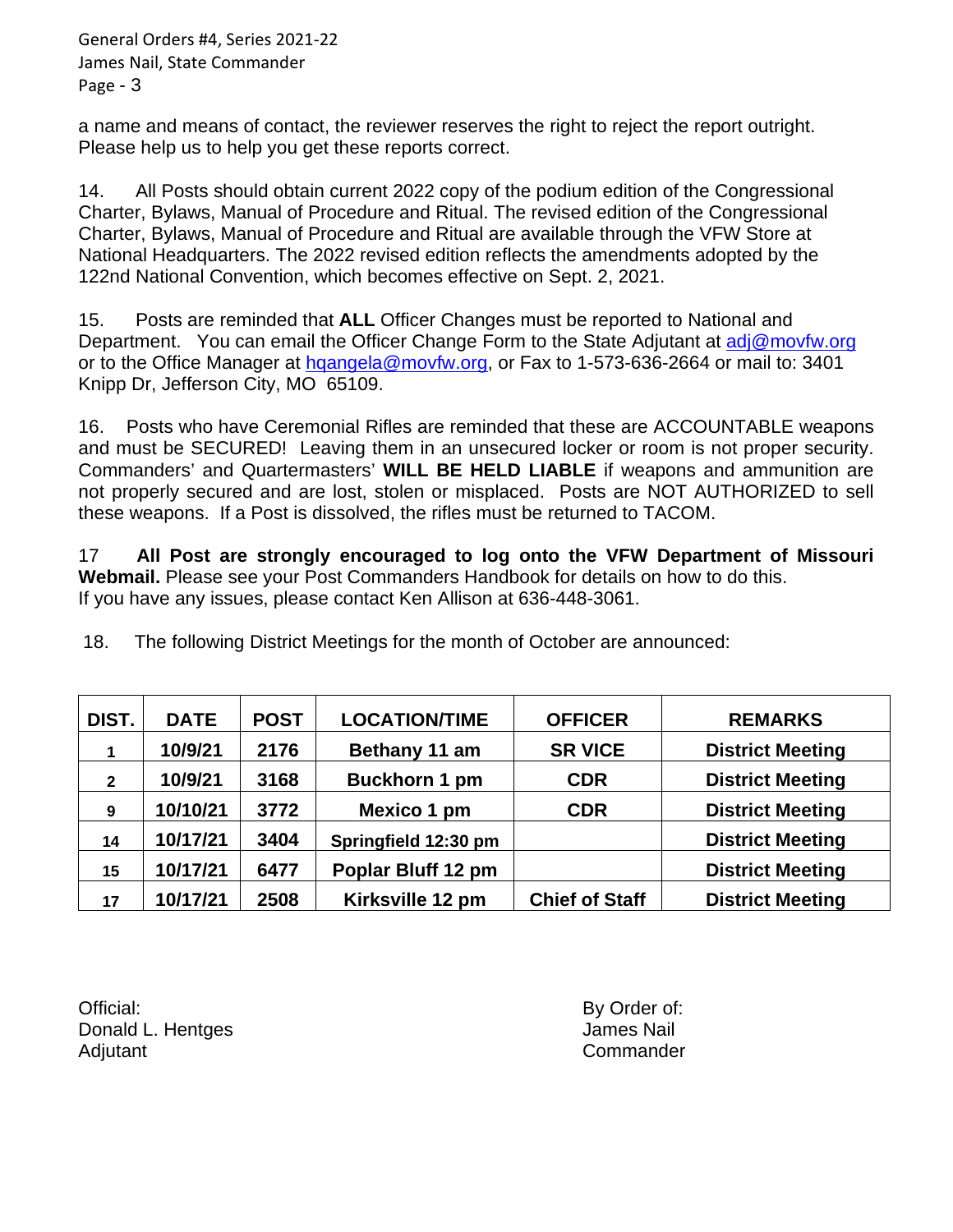a name and means of contact, the reviewer reserves the right to reject the report outright. Please help us to help you get these reports correct.

14. All Posts should obtain current 2022 copy of the podium edition of the Congressional Charter, Bylaws, Manual of Procedure and Ritual. The revised edition of the Congressional Charter, Bylaws, Manual of Procedure and Ritual are available through the VFW Store at National Headquarters. The 2022 revised edition reflects the amendments adopted by the 122nd National Convention, which becomes effective on Sept. 2, 2021.

15. Posts are reminded that **ALL** Officer Changes must be reported to National and Department. You can email the Officer Change Form to the State Adjutant at adj@movfw.org or to the Office Manager at hqangela@movfw.org, or Fax to 1-573-636-2664 or mail to: 3401 Knipp Dr, Jefferson City, MO 65109.

16. Posts who have Ceremonial Rifles are reminded that these are ACCOUNTABLE weapons and must be SECURED! Leaving them in an unsecured locker or room is not proper security. Commanders' and Quartermasters' **WILL BE HELD LIABLE** if weapons and ammunition are not properly secured and are lost, stolen or misplaced. Posts are NOT AUTHORIZED to sell these weapons. If a Post is dissolved, the rifles must be returned to TACOM.

17 **All Post are strongly encouraged to log onto the VFW Department of Missouri Webmail.** Please see your Post Commanders Handbook for details on how to do this. If you have any issues, please contact Ken Allison at 636-448-3061.

18. The following District Meetings for the month of October are announced:

| DIST. | DATE | POST | LOCATION/TIME | OFFICER | REMARKS |
|---|---|---|---|---|---|
| 1 | 10/9/21 | 2176 | Bethany 11 am | SR VICE | District Meeting |
| 2 | 10/9/21 | 3168 | Buckhorn 1 pm | CDR | District Meeting |
| 9 | 10/10/21 | 3772 | Mexico 1 pm | CDR | District Meeting |
| 14 | 10/17/21 | 3404 | Springfield 12:30 pm | | District Meeting |
| 15 | 10/17/21 | 6477 | Poplar Bluff 12 pm | | District Meeting |
| 17 | 10/17/21 | 2508 | Kirksville 12 pm | Chief of Staff | District Meeting |

Official:
Donald L. Hentges
Adjutant

By Order of:
James Nail
Commander